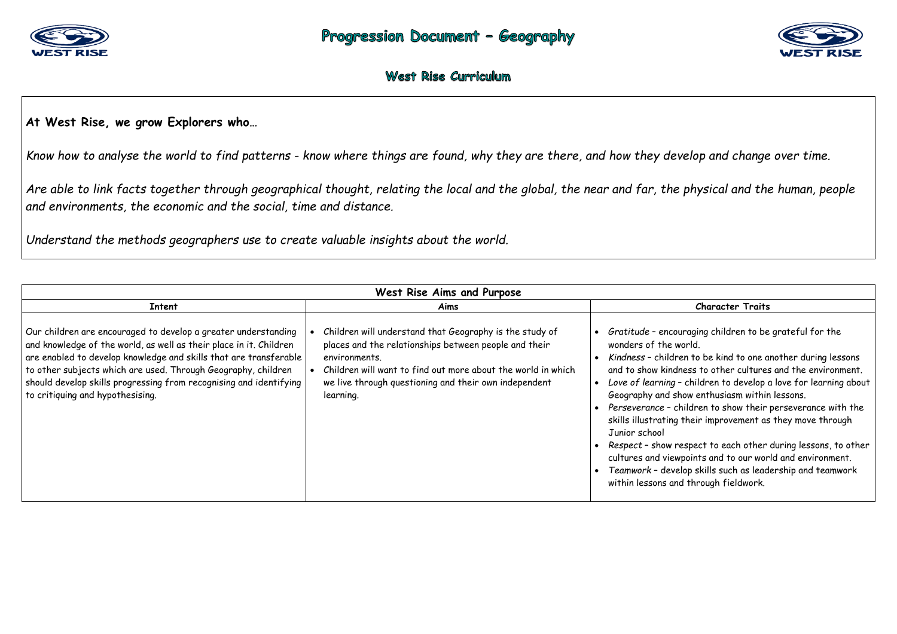# Progression Document – Geography

## West Rise Curriculum

**At West Rise, we grow Explorers who…**

*Know how to analyse the world to find patterns - know where things are found, why they are there, and how they develop and change over time.*

*Are able to link facts together through geographical thought, relating the local and the global, the near and far, the physical and the human, people and environments, the economic and the social, time and distance.*

*Understand the methods geographers use to create valuable insights about the world.*

| West Rise Aims and Purpose | | |
|---|---|---|
| **Intent** | **Aims** | **Character Traits** |
| Our children are encouraged to develop a greater understanding and knowledge of the world, as well as their place in it. Children are enabled to develop knowledge and skills that are transferable to other subjects which are used. Through Geography, children should develop skills progressing from recognising and identifying to critiquing and hypothesising. | • Children will understand that Geography is the study of places and the relationships between people and their environments.<br>• Children will want to find out more about the world in which we live through questioning and their own independent learning. | • *Gratitude* – encouraging children to be grateful for the wonders of the world.<br>• *Kindness* – children to be kind to one another during lessons and to show kindness to other cultures and the environment.<br>• *Love of learning* – children to develop a love for learning about Geography and show enthusiasm within lessons.<br>• *Perseverance* – children to show their perseverance with the skills illustrating their improvement as they move through Junior school<br>• *Respect* – show respect to each other during lessons, to other cultures and viewpoints and to our world and environment.<br>• *Teamwork* – develop skills such as leadership and teamwork within lessons and through fieldwork. |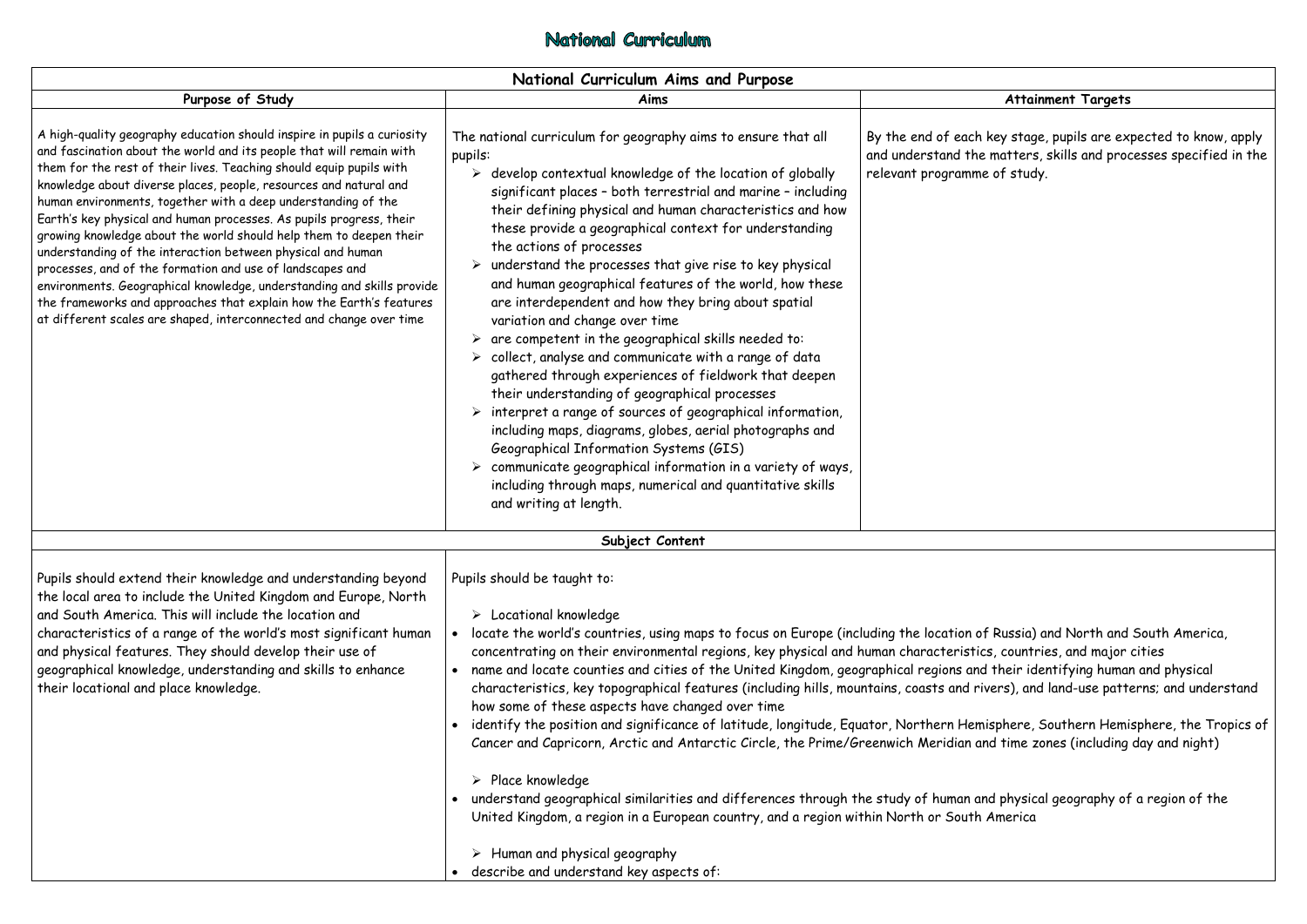# National Curriculum

| National Curriculum Aims and Purpose | | |
|---|---|---|
| **Purpose of Study** | **Aims** | **Attainment Targets** |
| A high-quality geography education should inspire in pupils a curiosity and fascination about the world and its people that will remain with them for the rest of their lives. Teaching should equip pupils with knowledge about diverse places, people, resources and natural and human environments, together with a deep understanding of the Earth's key physical and human processes. As pupils progress, their growing knowledge about the world should help them to deepen their understanding of the interaction between physical and human processes, and of the formation and use of landscapes and environments. Geographical knowledge, understanding and skills provide the frameworks and approaches that explain how the Earth's features at different scales are shaped, interconnected and change over time | The national curriculum for geography aims to ensure that all pupils: <br> ➢ develop contextual knowledge of the location of globally significant places – both terrestrial and marine – including their defining physical and human characteristics and how these provide a geographical context for understanding the actions of processes <br> ➢ understand the processes that give rise to key physical and human geographical features of the world, how these are interdependent and how they bring about spatial variation and change over time <br> ➢ are competent in the geographical skills needed to: <br> ➢ collect, analyse and communicate with a range of data gathered through experiences of fieldwork that deepen their understanding of geographical processes <br> ➢ interpret a range of sources of geographical information, including maps, diagrams, globes, aerial photographs and Geographical Information Systems (GIS) <br> ➢ communicate geographical information in a variety of ways, including through maps, numerical and quantitative skills and writing at length. | By the end of each key stage, pupils are expected to know, apply and understand the matters, skills and processes specified in the relevant programme of study. |
| **Subject Content** | | |
| Pupils should extend their knowledge and understanding beyond the local area to include the United Kingdom and Europe, North and South America. This will include the location and characteristics of a range of the world's most significant human and physical features. They should develop their use of geographical knowledge, understanding and skills to enhance their locational and place knowledge. | Pupils should be taught to: <br><br> ➢ Locational knowledge <br> • locate the world's countries, using maps to focus on Europe (including the location of Russia) and North and South America, concentrating on their environmental regions, key physical and human characteristics, countries, and major cities <br> • name and locate counties and cities of the United Kingdom, geographical regions and their identifying human and physical characteristics, key topographical features (including hills, mountains, coasts and rivers), and land-use patterns; and understand how some of these aspects have changed over time <br> • identify the position and significance of latitude, longitude, Equator, Northern Hemisphere, Southern Hemisphere, the Tropics of Cancer and Capricorn, Arctic and Antarctic Circle, the Prime/Greenwich Meridian and time zones (including day and night) <br><br> ➢ Place knowledge <br> • understand geographical similarities and differences through the study of human and physical geography of a region of the United Kingdom, a region in a European country, and a region within North or South America <br><br> ➢ Human and physical geography <br> • describe and understand key aspects of: | |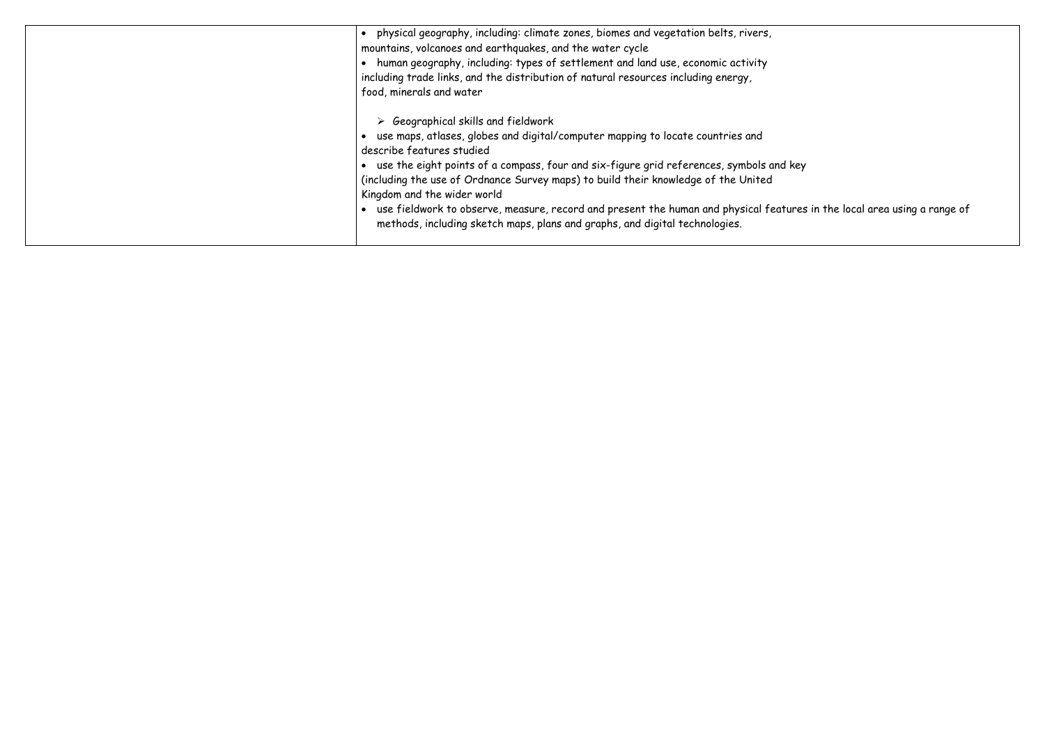| | |
|---|---|
| | • physical geography, including: climate zones, biomes and vegetation belts, rivers, mountains, volcanoes and earthquakes, and the water cycle<br>• human geography, including: types of settlement and land use, economic activity including trade links, and the distribution of natural resources including energy, food, minerals and water<br><br>➢ Geographical skills and fieldwork<br>• use maps, atlases, globes and digital/computer mapping to locate countries and describe features studied<br>• use the eight points of a compass, four and six-figure grid references, symbols and key (including the use of Ordnance Survey maps) to build their knowledge of the United Kingdom and the wider world<br>• use fieldwork to observe, measure, record and present the human and physical features in the local area using a range of methods, including sketch maps, plans and graphs, and digital technologies. |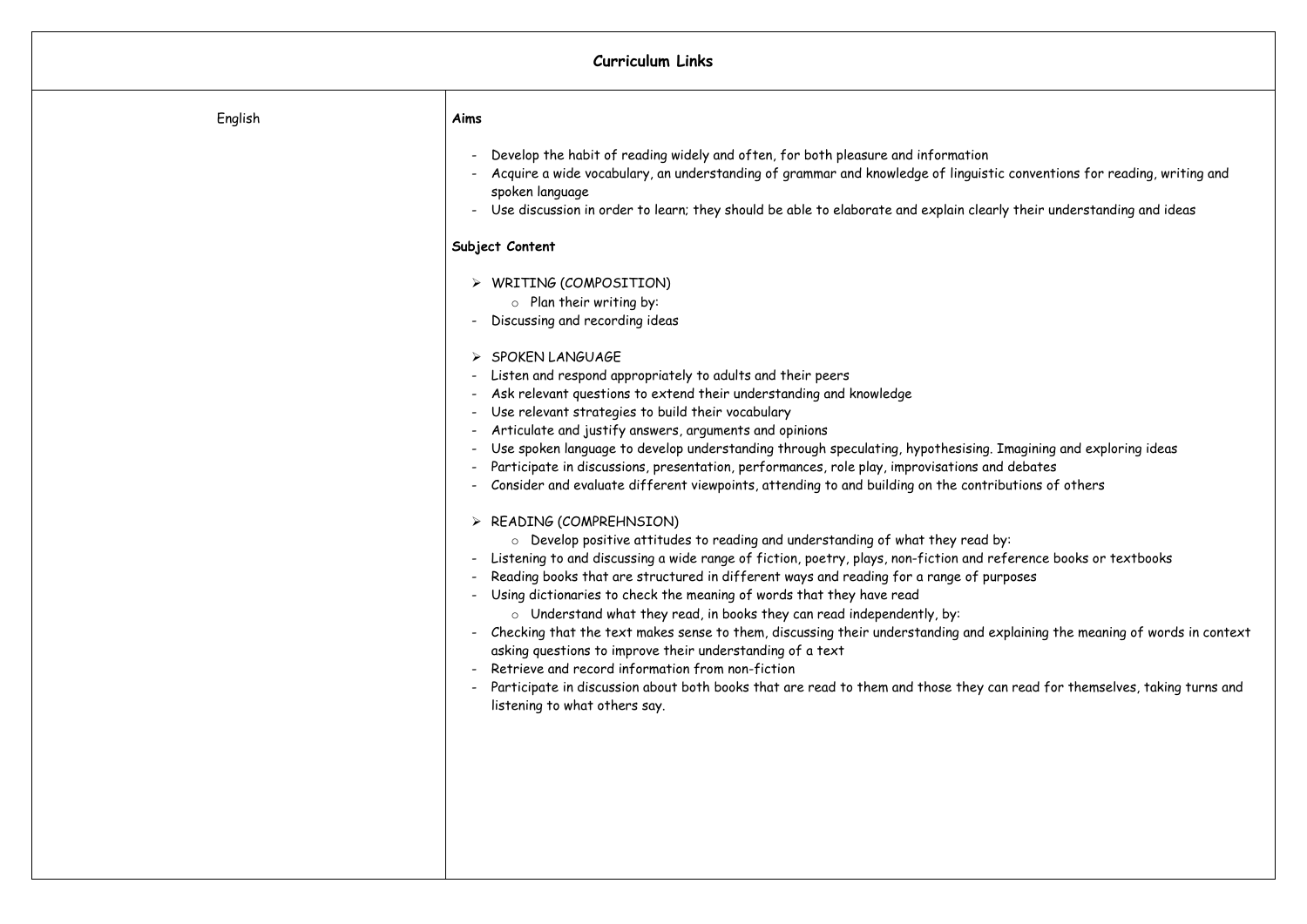| Curriculum Links | |
|---|---|
| English | **Aims**<br><br>- Develop the habit of reading widely and often, for both pleasure and information<br>- Acquire a wide vocabulary, an understanding of grammar and knowledge of linguistic conventions for reading, writing and spoken language<br>- Use discussion in order to learn; they should be able to elaborate and explain clearly their understanding and ideas<br><br>**Subject Content**<br><br>➢ WRITING (COMPOSITION)<br>○ Plan their writing by:<br>- Discussing and recording ideas<br><br>➢ SPOKEN LANGUAGE<br>- Listen and respond appropriately to adults and their peers<br>- Ask relevant questions to extend their understanding and knowledge<br>- Use relevant strategies to build their vocabulary<br>- Articulate and justify answers, arguments and opinions<br>- Use spoken language to develop understanding through speculating, hypothesising. Imagining and exploring ideas<br>- Participate in discussions, presentation, performances, role play, improvisations and debates<br>- Consider and evaluate different viewpoints, attending to and building on the contributions of others<br><br>➢ READING (COMPREHNSION)<br>○ Develop positive attitudes to reading and understanding of what they read by:<br>- Listening to and discussing a wide range of fiction, poetry, plays, non-fiction and reference books or textbooks<br>- Reading books that are structured in different ways and reading for a range of purposes<br>- Using dictionaries to check the meaning of words that they have read<br>○ Understand what they read, in books they can read independently, by:<br>- Checking that the text makes sense to them, discussing their understanding and explaining the meaning of words in context asking questions to improve their understanding of a text<br>- Retrieve and record information from non-fiction<br>- Participate in discussion about both books that are read to them and those they can read for themselves, taking turns and listening to what others say. |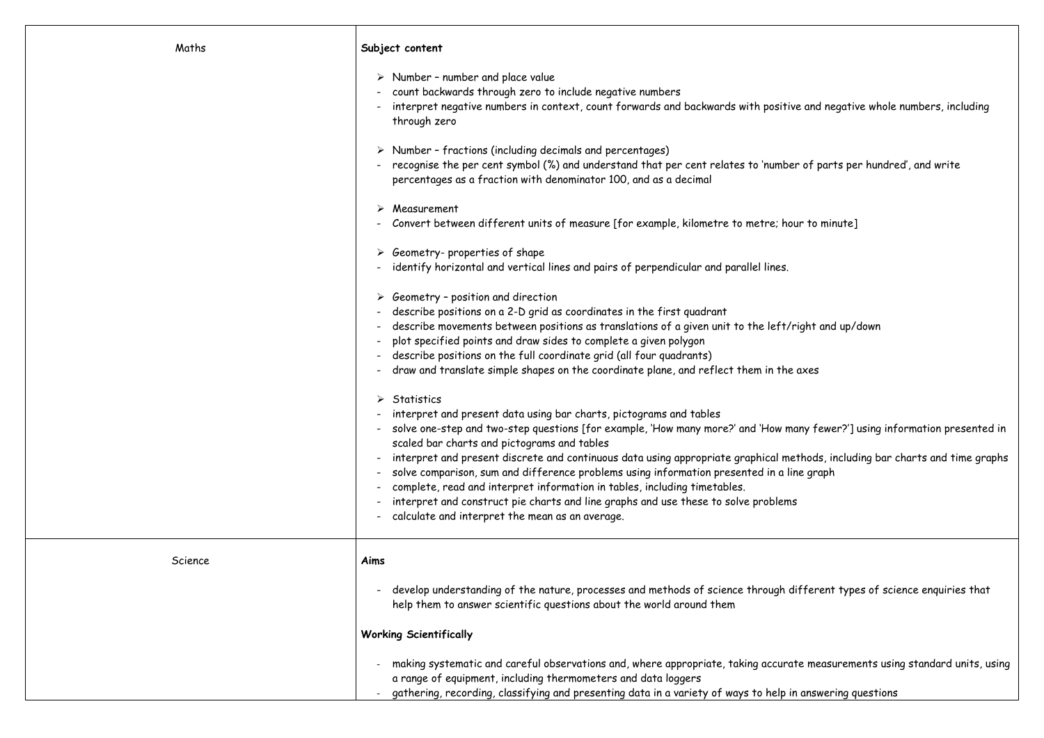| | |
|---|---|
| Maths | **Subject content**<br><br>➢ Number – number and place value<br>- count backwards through zero to include negative numbers<br>- interpret negative numbers in context, count forwards and backwards with positive and negative whole numbers, including through zero<br><br>➢ Number – fractions (including decimals and percentages)<br>- recognise the per cent symbol (%) and understand that per cent relates to 'number of parts per hundred', and write percentages as a fraction with denominator 100, and as a decimal<br><br>➢ Measurement<br>- Convert between different units of measure [for example, kilometre to metre; hour to minute]<br><br>➢ Geometry- properties of shape<br>- identify horizontal and vertical lines and pairs of perpendicular and parallel lines.<br><br>➢ Geometry – position and direction<br>- describe positions on a 2-D grid as coordinates in the first quadrant<br>- describe movements between positions as translations of a given unit to the left/right and up/down<br>- plot specified points and draw sides to complete a given polygon<br>- describe positions on the full coordinate grid (all four quadrants)<br>- draw and translate simple shapes on the coordinate plane, and reflect them in the axes<br><br>➢ Statistics<br>- interpret and present data using bar charts, pictograms and tables<br>- solve one-step and two-step questions [for example, 'How many more?' and 'How many fewer?'] using information presented in scaled bar charts and pictograms and tables<br>- interpret and present discrete and continuous data using appropriate graphical methods, including bar charts and time graphs<br>- solve comparison, sum and difference problems using information presented in a line graph<br>- complete, read and interpret information in tables, including timetables.<br>- interpret and construct pie charts and line graphs and use these to solve problems<br>- calculate and interpret the mean as an average. |
| Science | **Aims**<br><br>- develop understanding of the nature, processes and methods of science through different types of science enquiries that help them to answer scientific questions about the world around them<br><br>**Working Scientifically**<br><br>- making systematic and careful observations and, where appropriate, taking accurate measurements using standard units, using a range of equipment, including thermometers and data loggers<br>- gathering, recording, classifying and presenting data in a variety of ways to help in answering questions |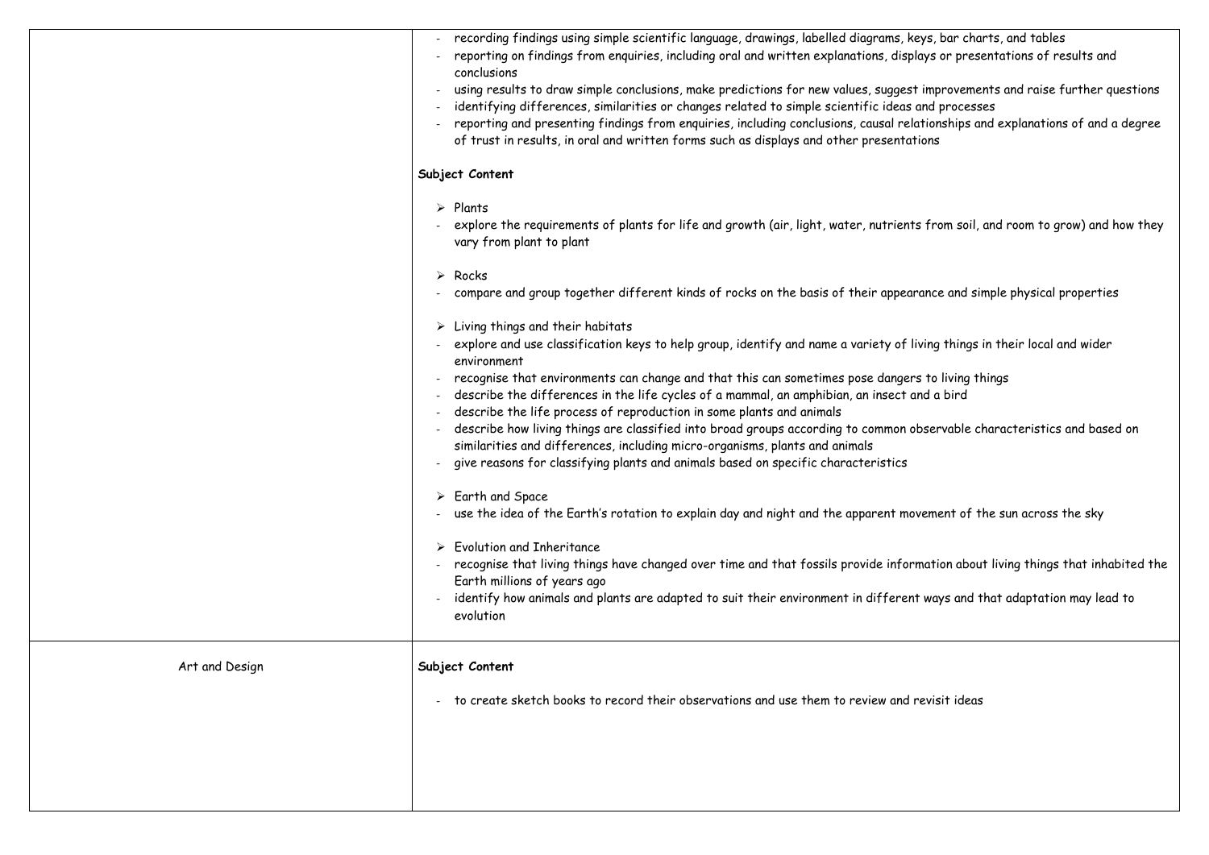| | |
|---|---|
| | - recording findings using simple scientific language, drawings, labelled diagrams, keys, bar charts, and tables<br>- reporting on findings from enquiries, including oral and written explanations, displays or presentations of results and conclusions<br>- using results to draw simple conclusions, make predictions for new values, suggest improvements and raise further questions<br>- identifying differences, similarities or changes related to simple scientific ideas and processes<br>- reporting and presenting findings from enquiries, including conclusions, causal relationships and explanations of and a degree of trust in results, in oral and written forms such as displays and other presentations<br><br>**Subject Content**<br><br>➢ Plants<br>- explore the requirements of plants for life and growth (air, light, water, nutrients from soil, and room to grow) and how they vary from plant to plant<br><br>➢ Rocks<br>- compare and group together different kinds of rocks on the basis of their appearance and simple physical properties<br><br>➢ Living things and their habitats<br>- explore and use classification keys to help group, identify and name a variety of living things in their local and wider environment<br>- recognise that environments can change and that this can sometimes pose dangers to living things<br>- describe the differences in the life cycles of a mammal, an amphibian, an insect and a bird<br>- describe the life process of reproduction in some plants and animals<br>- describe how living things are classified into broad groups according to common observable characteristics and based on similarities and differences, including micro-organisms, plants and animals<br>- give reasons for classifying plants and animals based on specific characteristics<br><br>➢ Earth and Space<br>- use the idea of the Earth's rotation to explain day and night and the apparent movement of the sun across the sky<br><br>➢ Evolution and Inheritance<br>- recognise that living things have changed over time and that fossils provide information about living things that inhabited the Earth millions of years ago<br>- identify how animals and plants are adapted to suit their environment in different ways and that adaptation may lead to evolution |
| Art and Design | **Subject Content**<br><br>- to create sketch books to record their observations and use them to review and revisit ideas |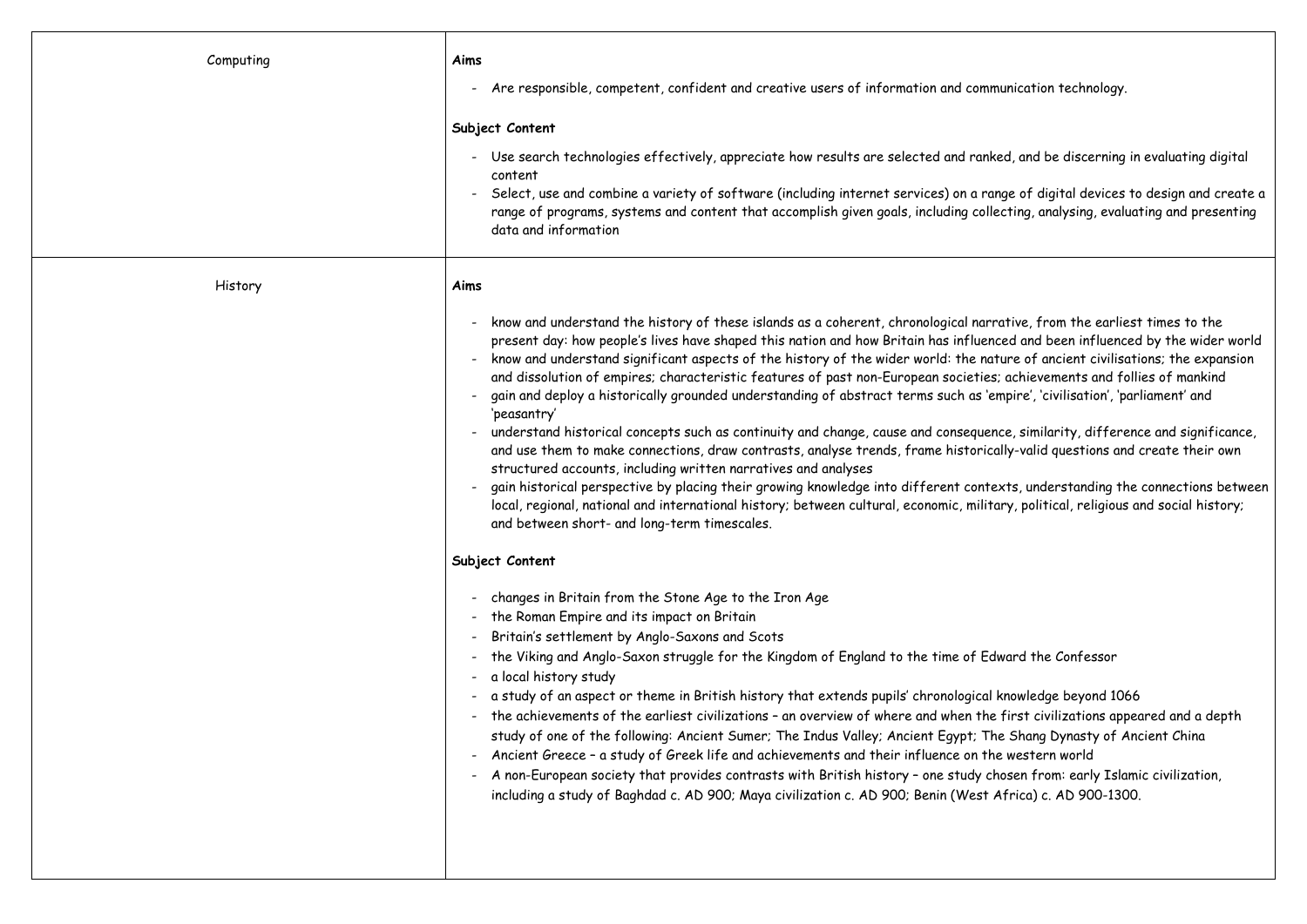| | |
|---|---|
| Computing | **Aims**<br><br>- Are responsible, competent, confident and creative users of information and communication technology.<br><br>**Subject Content**<br><br>- Use search technologies effectively, appreciate how results are selected and ranked, and be discerning in evaluating digital content<br>- Select, use and combine a variety of software (including internet services) on a range of digital devices to design and create a range of programs, systems and content that accomplish given goals, including collecting, analysing, evaluating and presenting data and information |
| History | **Aims**<br><br>- know and understand the history of these islands as a coherent, chronological narrative, from the earliest times to the present day: how people's lives have shaped this nation and how Britain has influenced and been influenced by the wider world<br>- know and understand significant aspects of the history of the wider world: the nature of ancient civilisations; the expansion and dissolution of empires; characteristic features of past non-European societies; achievements and follies of mankind<br>- gain and deploy a historically grounded understanding of abstract terms such as 'empire', 'civilisation', 'parliament' and 'peasantry'<br>- understand historical concepts such as continuity and change, cause and consequence, similarity, difference and significance, and use them to make connections, draw contrasts, analyse trends, frame historically-valid questions and create their own structured accounts, including written narratives and analyses<br>- gain historical perspective by placing their growing knowledge into different contexts, understanding the connections between local, regional, national and international history; between cultural, economic, military, political, religious and social history; and between short- and long-term timescales.<br><br>**Subject Content**<br><br>- changes in Britain from the Stone Age to the Iron Age<br>- the Roman Empire and its impact on Britain<br>- Britain's settlement by Anglo-Saxons and Scots<br>- the Viking and Anglo-Saxon struggle for the Kingdom of England to the time of Edward the Confessor<br>- a local history study<br>- a study of an aspect or theme in British history that extends pupils' chronological knowledge beyond 1066<br>- the achievements of the earliest civilizations – an overview of where and when the first civilizations appeared and a depth study of one of the following: Ancient Sumer; The Indus Valley; Ancient Egypt; The Shang Dynasty of Ancient China<br>- Ancient Greece – a study of Greek life and achievements and their influence on the western world<br>- A non-European society that provides contrasts with British history – one study chosen from: early Islamic civilization, including a study of Baghdad c. AD 900; Maya civilization c. AD 900; Benin (West Africa) c. AD 900-1300. |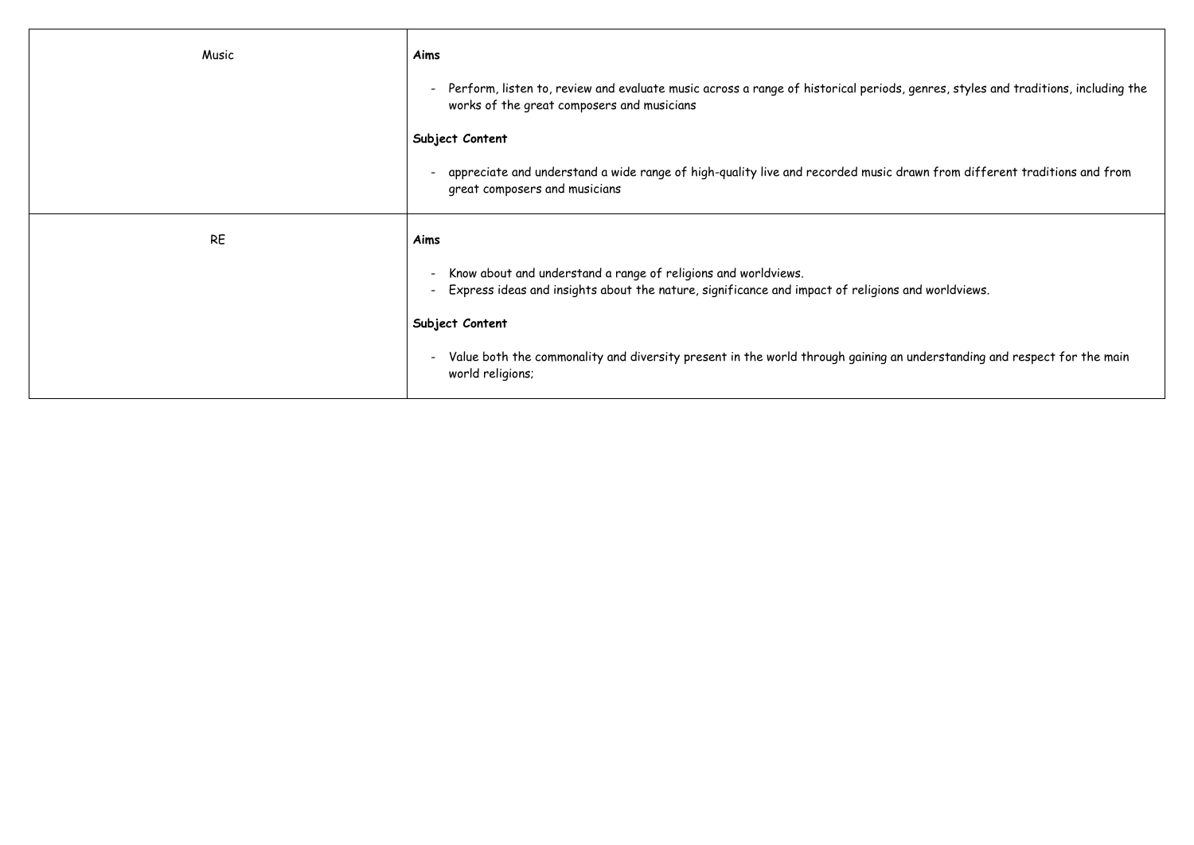| | |
|---|---|
| Music | **Aims**<br><br>- Perform, listen to, review and evaluate music across a range of historical periods, genres, styles and traditions, including the works of the great composers and musicians<br><br>**Subject Content**<br><br>- appreciate and understand a wide range of high-quality live and recorded music drawn from different traditions and from great composers and musicians |
| RE | **Aims**<br><br>- Know about and understand a range of religions and worldviews.<br>- Express ideas and insights about the nature, significance and impact of religions and worldviews.<br><br>**Subject Content**<br><br>- Value both the commonality and diversity present in the world through gaining an understanding and respect for the main world religions; |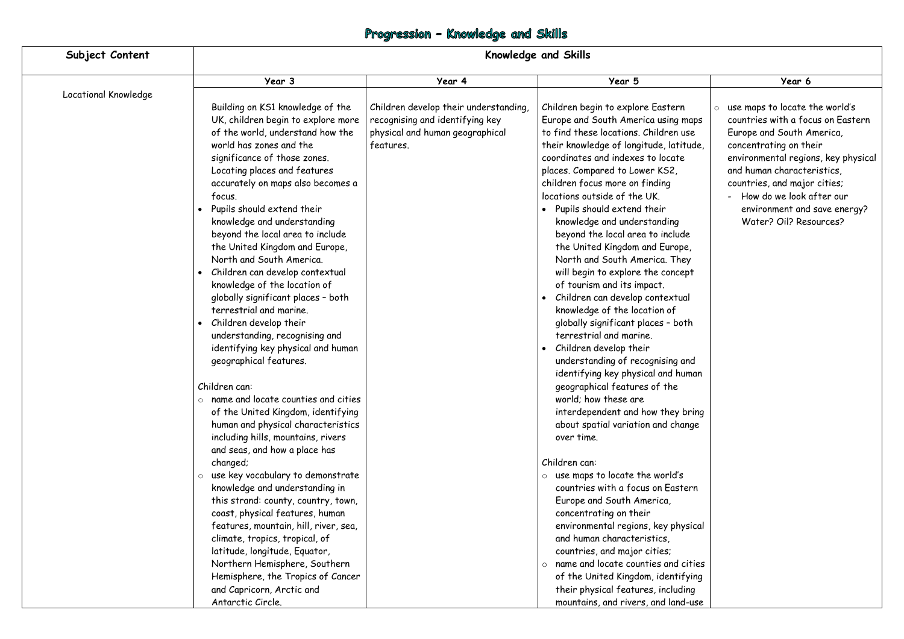# Progression – Knowledge and Skills

| Subject Content | Knowledge and Skills | | | |
|---|---|---|---|---|
| | Year 3 | Year 4 | Year 5 | Year 6 |
| Locational Knowledge | Building on KS1 knowledge of the UK, children begin to explore more of the world, understand how the world has zones and the significance of those zones. Locating places and features accurately on maps also becomes a focus.<br>• Pupils should extend their knowledge and understanding beyond the local area to include the United Kingdom and Europe, North and South America.<br>• Children can develop contextual knowledge of the location of globally significant places – both terrestrial and marine.<br>• Children develop their understanding, recognising and identifying key physical and human geographical features.<br><br>Children can:<br>○ name and locate counties and cities of the United Kingdom, identifying human and physical characteristics including hills, mountains, rivers and seas, and how a place has changed;<br>○ use key vocabulary to demonstrate knowledge and understanding in this strand: county, country, town, coast, physical features, human features, mountain, hill, river, sea, climate, tropics, tropical, of latitude, longitude, Equator, Northern Hemisphere, Southern Hemisphere, the Tropics of Cancer and Capricorn, Arctic and Antarctic Circle. | Children develop their understanding, recognising and identifying key physical and human geographical features. | Children begin to explore Eastern Europe and South America using maps to find these locations. Children use their knowledge of longitude, latitude, coordinates and indexes to locate places. Compared to Lower KS2, children focus more on finding locations outside of the UK.<br>• Pupils should extend their knowledge and understanding beyond the local area to include the United Kingdom and Europe, North and South America. They will begin to explore the concept of tourism and its impact.<br>• Children can develop contextual knowledge of the location of globally significant places – both terrestrial and marine.<br>• Children develop their understanding of recognising and identifying key physical and human geographical features of the world; how these are interdependent and how they bring about spatial variation and change over time.<br><br>Children can:<br>○ use maps to locate the world's countries with a focus on Eastern Europe and South America, concentrating on their environmental regions, key physical and human characteristics, countries, and major cities;<br>○ name and locate counties and cities of the United Kingdom, identifying their physical features, including mountains, and rivers, and land-use | ○ use maps to locate the world's countries with a focus on Eastern Europe and South America, concentrating on their environmental regions, key physical and human characteristics, countries, and major cities;<br>- How do we look after our environment and save energy? Water? Oil? Resources? |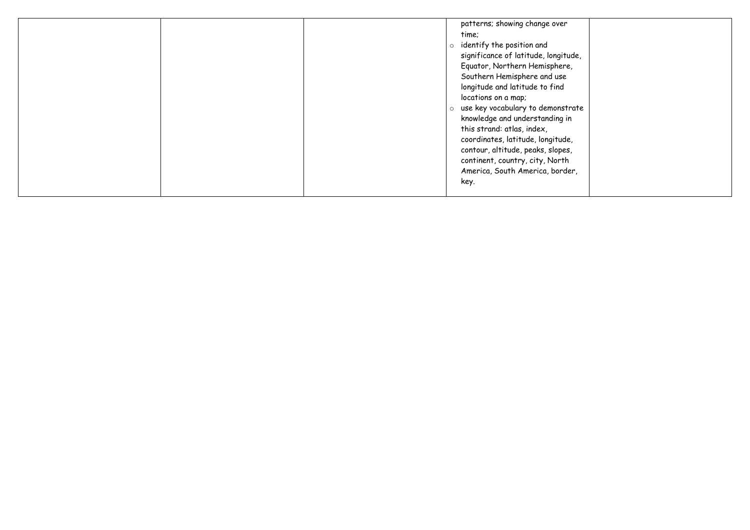|  |  |  | patterns; showing change over time;<br>○ identify the position and significance of latitude, longitude, Equator, Northern Hemisphere, Southern Hemisphere and use longitude and latitude to find locations on a map;<br>○ use key vocabulary to demonstrate knowledge and understanding in this strand: atlas, index, coordinates, latitude, longitude, contour, altitude, peaks, slopes, continent, country, city, North America, South America, border, key. |  |
|---|---|---|---|---|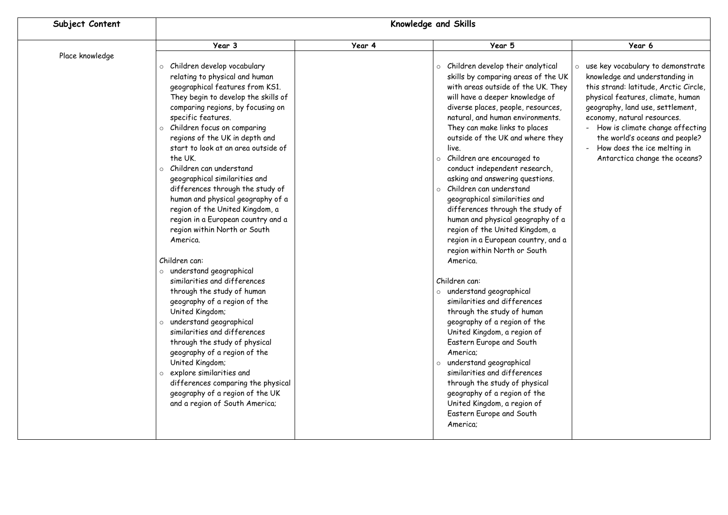| Subject Content | Knowledge and Skills | | | |
|---|---|---|---|---|
| | **Year 3** | **Year 4** | **Year 5** | **Year 6** |
| Place knowledge | ○ Children develop vocabulary relating to physical and human geographical features from KS1. They begin to develop the skills of comparing regions, by focusing on specific features.<br>○ Children focus on comparing regions of the UK in depth and start to look at an area outside of the UK.<br>○ Children can understand geographical similarities and differences through the study of human and physical geography of a region of the United Kingdom, a region in a European country and a region within North or South America.<br><br>Children can:<br>○ understand geographical similarities and differences through the study of human geography of a region of the United Kingdom;<br>○ understand geographical similarities and differences through the study of physical geography of a region of the United Kingdom;<br>○ explore similarities and differences comparing the physical geography of a region of the UK and a region of South America; | | ○ Children develop their analytical skills by comparing areas of the UK with areas outside of the UK. They will have a deeper knowledge of diverse places, people, resources, natural, and human environments. They can make links to places outside of the UK and where they live.<br>○ Children are encouraged to conduct independent research, asking and answering questions.<br>○ Children can understand geographical similarities and differences through the study of human and physical geography of a region of the United Kingdom, a region in a European country, and a region within North or South America.<br><br>Children can:<br>○ understand geographical similarities and differences through the study of human geography of a region of the United Kingdom, a region of Eastern Europe and South America;<br>○ understand geographical similarities and differences through the study of physical geography of a region of the United Kingdom, a region of Eastern Europe and South America; | ○ use key vocabulary to demonstrate knowledge and understanding in this strand: latitude, Arctic Circle, physical features, climate, human geography, land use, settlement, economy, natural resources.<br>- How is climate change affecting the world's oceans and people?<br>- How does the ice melting in Antarctica change the oceans? |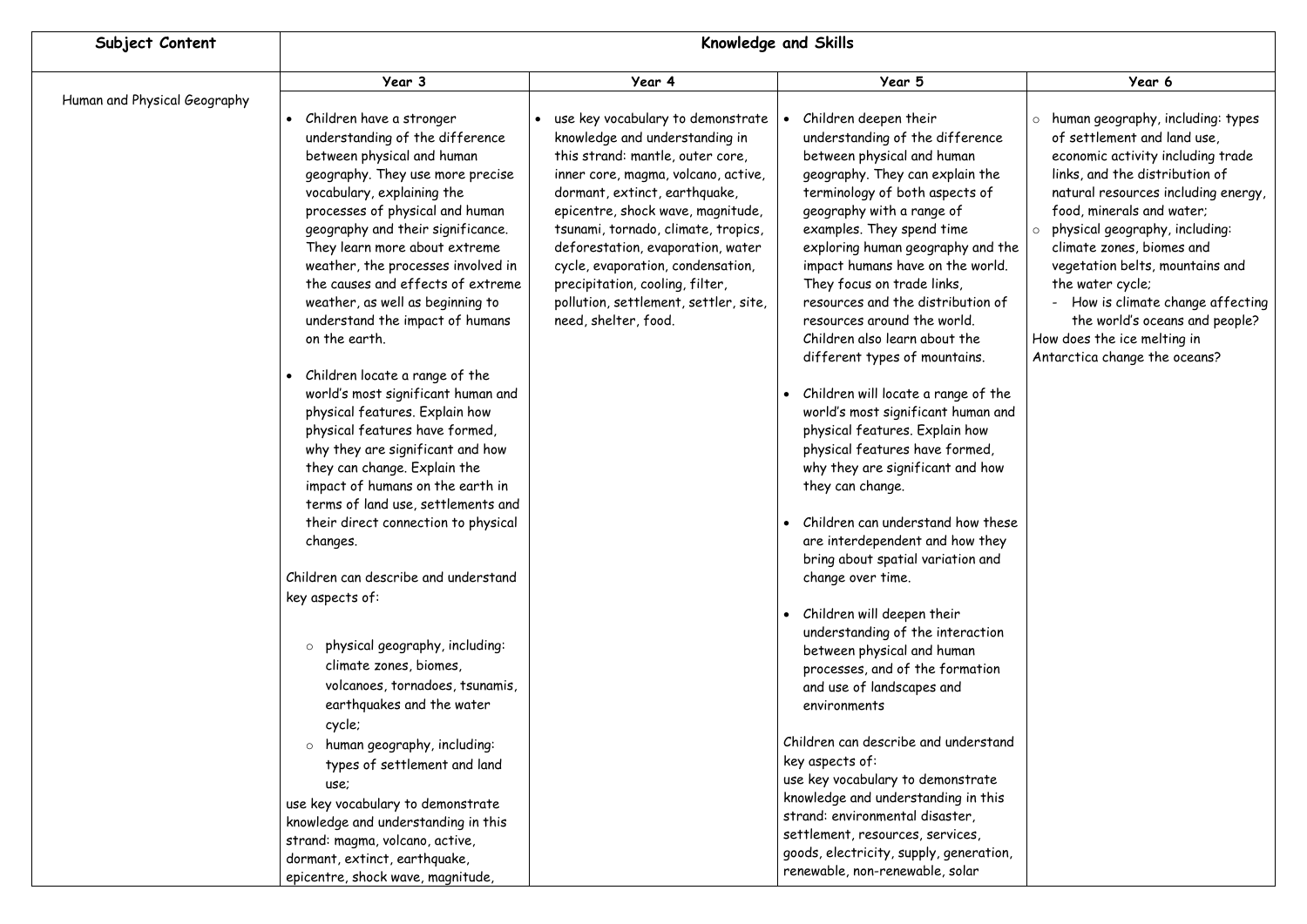| Subject Content | Knowledge and Skills | | | |
|---|---|---|---|---|
| | Year 3 | Year 4 | Year 5 | Year 6 |
| Human and Physical Geography | • Children have a stronger understanding of the difference between physical and human geography. They use more precise vocabulary, explaining the processes of physical and human geography and their significance. They learn more about extreme weather, the processes involved in the causes and effects of extreme weather, as well as beginning to understand the impact of humans on the earth.<br><br>• Children locate a range of the world's most significant human and physical features. Explain how physical features have formed, why they are significant and how they can change. Explain the impact of humans on the earth in terms of land use, settlements and their direct connection to physical changes.<br><br>Children can describe and understand key aspects of:<br><br>○ physical geography, including: climate zones, biomes, volcanoes, tornadoes, tsunamis, earthquakes and the water cycle;<br>○ human geography, including: types of settlement and land use;<br><br>use key vocabulary to demonstrate knowledge and understanding in this strand: magma, volcano, active, dormant, extinct, earthquake, epicentre, shock wave, magnitude, | • use key vocabulary to demonstrate knowledge and understanding in this strand: mantle, outer core, inner core, magma, volcano, active, dormant, extinct, earthquake, epicentre, shock wave, magnitude, tsunami, tornado, climate, tropics, deforestation, evaporation, water cycle, evaporation, condensation, precipitation, cooling, filter, pollution, settlement, settler, site, need, shelter, food. | • Children deepen their understanding of the difference between physical and human geography. They can explain the terminology of both aspects of geography with a range of examples. They spend time exploring human geography and the impact humans have on the world. They focus on trade links, resources and the distribution of resources around the world. Children also learn about the different types of mountains.<br><br>• Children will locate a range of the world's most significant human and physical features. Explain how physical features have formed, why they are significant and how they can change.<br><br>• Children can understand how these are interdependent and how they bring about spatial variation and change over time.<br><br>• Children will deepen their understanding of the interaction between physical and human processes, and of the formation and use of landscapes and environments<br><br>Children can describe and understand key aspects of:<br>use key vocabulary to demonstrate knowledge and understanding in this strand: environmental disaster, settlement, resources, services, goods, electricity, supply, generation, renewable, non-renewable, solar | ○ human geography, including: types of settlement and land use, economic activity including trade links, and the distribution of natural resources including energy, food, minerals and water;<br>○ physical geography, including: climate zones, biomes and vegetation belts, mountains and the water cycle;<br>- How is climate change affecting the world's oceans and people?<br><br>How does the ice melting in Antarctica change the oceans? |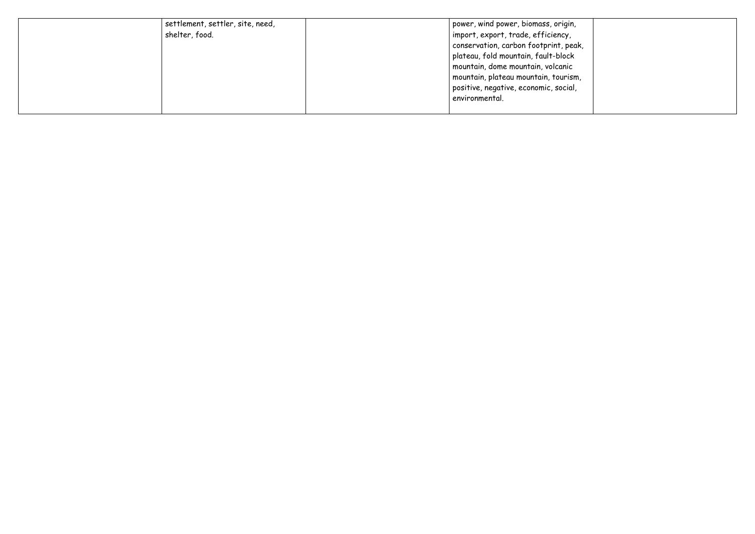| | | | | |
|---|---|---|---|---|
| | settlement, settler, site, need, shelter, food. | | power, wind power, biomass, origin, import, export, trade, efficiency, conservation, carbon footprint, peak, plateau, fold mountain, fault-block mountain, dome mountain, volcanic mountain, plateau mountain, tourism, positive, negative, economic, social, environmental. | |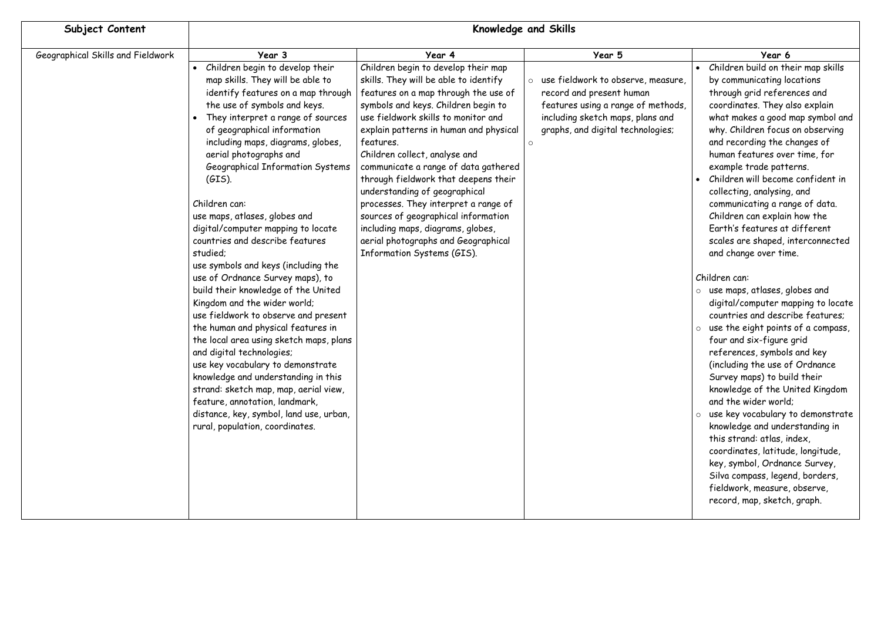| Subject Content | Knowledge and Skills | | | |
|---|---|---|---|---|
| | **Year 3** | **Year 4** | **Year 5** | **Year 6** |
| Geographical Skills and Fieldwork | • Children begin to develop their map skills. They will be able to identify features on a map through the use of symbols and keys.<br>• They interpret a range of sources of geographical information including maps, diagrams, globes, aerial photographs and Geographical Information Systems (GIS).<br><br>Children can:<br>use maps, atlases, globes and digital/computer mapping to locate countries and describe features studied;<br>use symbols and keys (including the use of Ordnance Survey maps), to build their knowledge of the United Kingdom and the wider world;<br>use fieldwork to observe and present the human and physical features in the local area using sketch maps, plans and digital technologies;<br>use key vocabulary to demonstrate knowledge and understanding in this strand: sketch map, map, aerial view, feature, annotation, landmark, distance, key, symbol, land use, urban, rural, population, coordinates. | Children begin to develop their map skills. They will be able to identify features on a map through the use of symbols and keys. Children begin to use fieldwork skills to monitor and explain patterns in human and physical features.<br>Children collect, analyse and communicate a range of data gathered through fieldwork that deepens their understanding of geographical processes. They interpret a range of sources of geographical information including maps, diagrams, globes, aerial photographs and Geographical Information Systems (GIS). | ○ use fieldwork to observe, measure, record and present human features using a range of methods, including sketch maps, plans and graphs, and digital technologies;<br>○ | • Children build on their map skills by communicating locations through grid references and coordinates. They also explain what makes a good map symbol and why. Children focus on observing and recording the changes of human features over time, for example trade patterns.<br>• Children will become confident in collecting, analysing, and communicating a range of data. Children can explain how the Earth's features at different scales are shaped, interconnected and change over time.<br><br>Children can:<br>○ use maps, atlases, globes and digital/computer mapping to locate countries and describe features;<br>○ use the eight points of a compass, four and six-figure grid references, symbols and key (including the use of Ordnance Survey maps) to build their knowledge of the United Kingdom and the wider world;<br>○ use key vocabulary to demonstrate knowledge and understanding in this strand: atlas, index, coordinates, latitude, longitude, key, symbol, Ordnance Survey, Silva compass, legend, borders, fieldwork, measure, observe, record, map, sketch, graph. |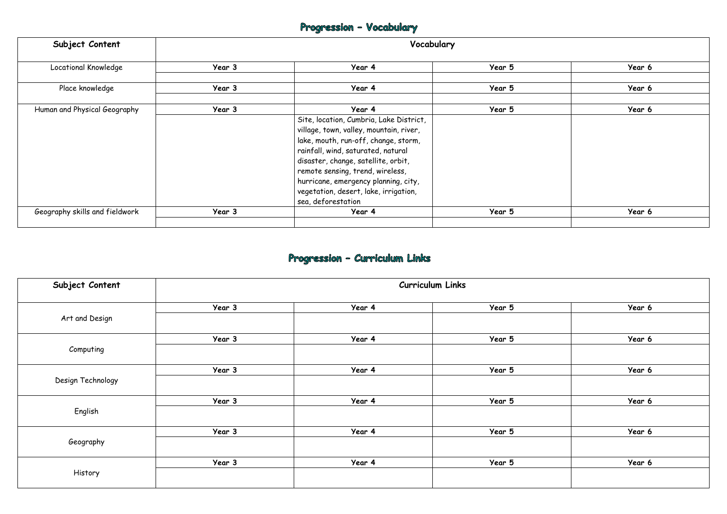## Progression – Vocabulary

| Subject Content | Vocabulary | | | |
|---|---|---|---|---|
| Locational Knowledge | **Year 3** | **Year 4** | **Year 5** | **Year 6** |
| | | | | |
| Place knowledge | **Year 3** | **Year 4** | **Year 5** | **Year 6** |
| | | | | |
| Human and Physical Geography | **Year 3** | **Year 4** | **Year 5** | **Year 6** |
| | | Site, location, Cumbria, Lake District, village, town, valley, mountain, river, lake, mouth, run-off, change, storm, rainfall, wind, saturated, natural disaster, change, satellite, orbit, remote sensing, trend, wireless, hurricane, emergency planning, city, vegetation, desert, lake, irrigation, sea, deforestation | | |
| Geography skills and fieldwork | **Year 3** | **Year 4** | **Year 5** | **Year 6** |
| | | | | |

## Progression – Curriculum Links

| Subject Content | Curriculum Links | | | |
|---|---|---|---|---|
| Art and Design | **Year 3** | **Year 4** | **Year 5** | **Year 6** |
| | | | | |
| Computing | **Year 3** | **Year 4** | **Year 5** | **Year 6** |
| | | | | |
| Design Technology | **Year 3** | **Year 4** | **Year 5** | **Year 6** |
| | | | | |
| English | **Year 3** | **Year 4** | **Year 5** | **Year 6** |
| | | | | |
| Geography | **Year 3** | **Year 4** | **Year 5** | **Year 6** |
| | | | | |
| History | **Year 3** | **Year 4** | **Year 5** | **Year 6** |
| | | | | |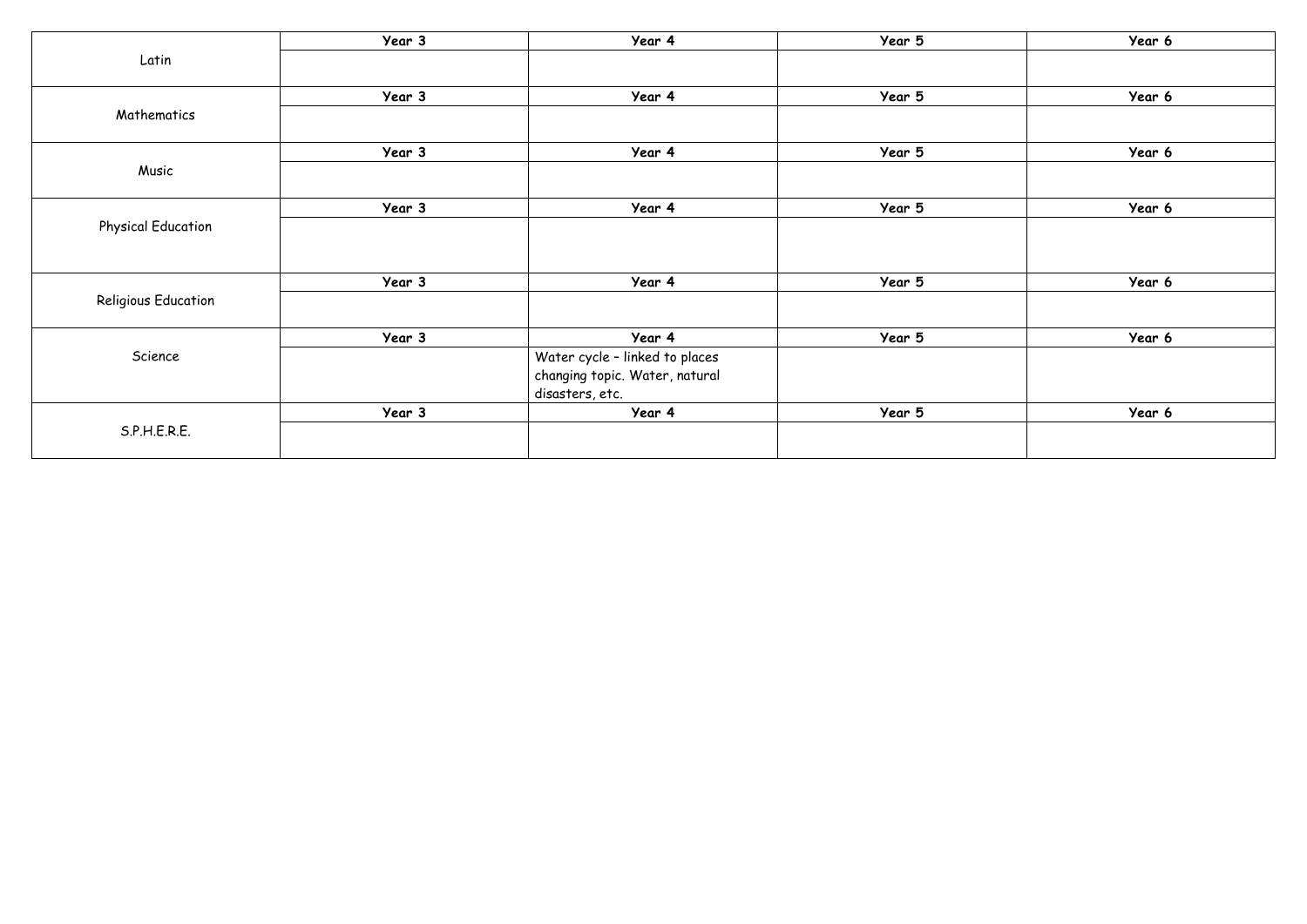| | Year 3 | Year 4 | Year 5 | Year 6 |
|---|---|---|---|---|
| Latin | | | | |
| | **Year 3** | **Year 4** | **Year 5** | **Year 6** |
| Mathematics | | | | |
| | **Year 3** | **Year 4** | **Year 5** | **Year 6** |
| Music | | | | |
| | **Year 3** | **Year 4** | **Year 5** | **Year 6** |
| Physical Education | | | | |
| | **Year 3** | **Year 4** | **Year 5** | **Year 6** |
| Religious Education | | | | |
| | **Year 3** | **Year 4** | **Year 5** | **Year 6** |
| Science | | Water cycle – linked to places changing topic. Water, natural disasters, etc. | | |
| | **Year 3** | **Year 4** | **Year 5** | **Year 6** |
| S.P.H.E.R.E. | | | | |